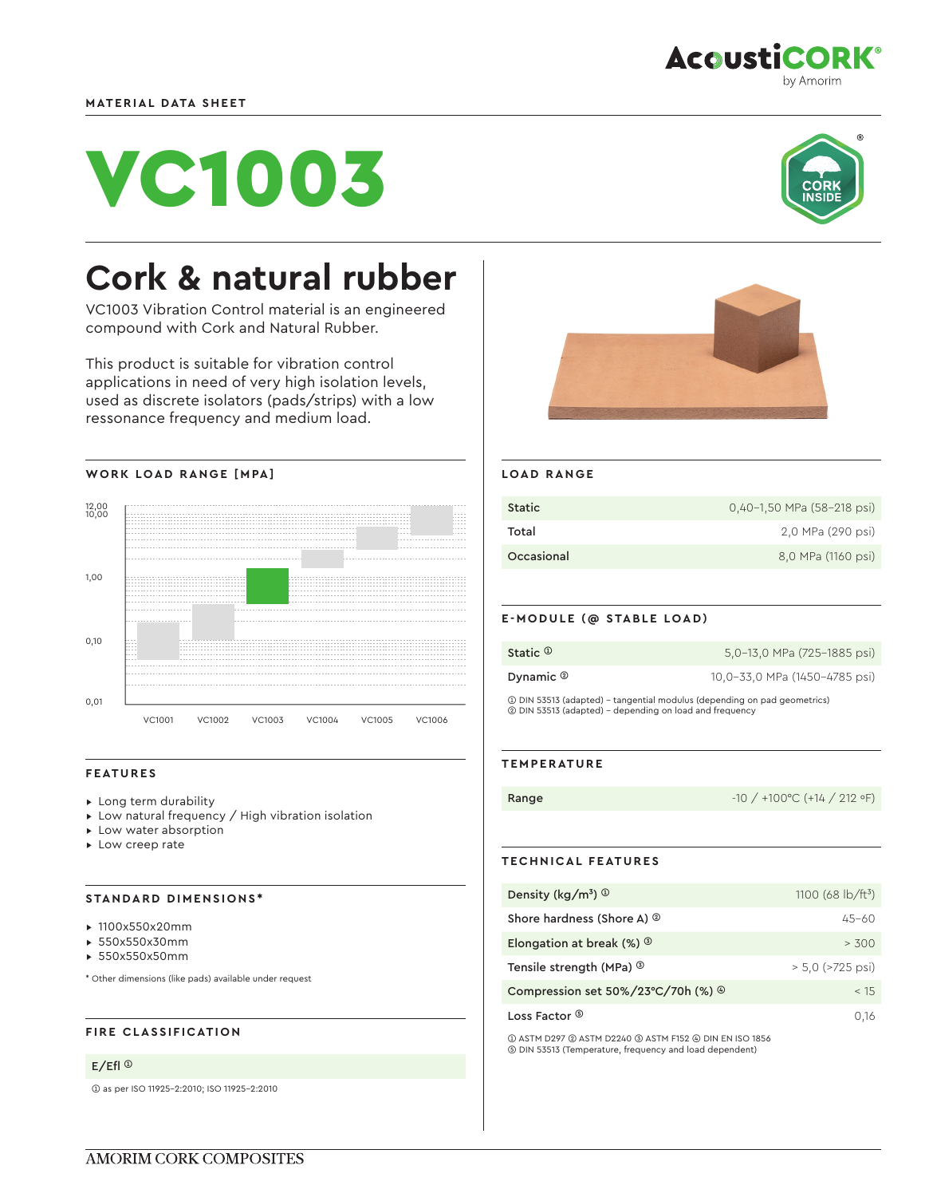MATERIAL DATA SHEET

# VC1003

## Cork & natural rubber

VC1003 Vibration Control material is an engineered compound with Cork and Natural Rubber.

This product is suitable for vibration control applications in need of very high isolation levels, used as discrete isolators (pads/strips) with a low ressonance frequency and medium load.

### WORK LOAD RANGE [MPA]

12,00
10,00
1,00
0,10
0,01

VC1001 VC1002 VC1003 VC1004 VC1005 VC1006

### FEATURES

- Long term durability
- Low natural frequency / High vibration isolation
- Low water absorption
- Low creep rate

### STANDARD DIMENSIONS*

- 1100x550x20mm
- 550x550x30mm
- 550x550x50mm

* Other dimensions (like pads) available under request

### FIRE CLASSIFICATION

| E/Efl ① |
|---|

① as per ISO 11925-2:2010; ISO 11925-2:2010

### LOAD RANGE

| | |
|---|---|
| Static | 0,40-1,50 MPa (58-218 psi) |
| Total | 2,0 MPa (290 psi) |
| Occasional | 8,0 MPa (1160 psi) |

### E-MODULE (@ STABLE LOAD)

| | |
|---|---|
| Static ① | 5,0-13,0 MPa (725-1885 psi) |
| Dynamic ② | 10,0-33,0 MPa (1450-4785 psi) |

① DIN 53513 (adapted) – tangential modulus (depending on pad geometrics)
② DIN 53513 (adapted) – depending on load and frequency

### TEMPERATURE

| | |
|---|---|
| Range | -10 / +100ºC (+14 / 212 ºF) |

### TECHNICAL FEATURES

| | |
|---|---|
| Density (kg/m³) ① | 1100 (68 lb/ft³) |
| Shore hardness (Shore A) ② | 45-60 |
| Elongation at break (%) ③ | > 300 |
| Tensile strength (MPa) ③ | > 5,0 (>725 psi) |
| Compression set 50%/23ºC/70h (%) ④ | < 15 |
| Loss Factor ⑤ | 0,16 |

① ASTM D297 ② ASTM D2240 ③ ASTM F152 ④ DIN EN ISO 1856
⑤ DIN 53513 (Temperature, frequency and load dependent)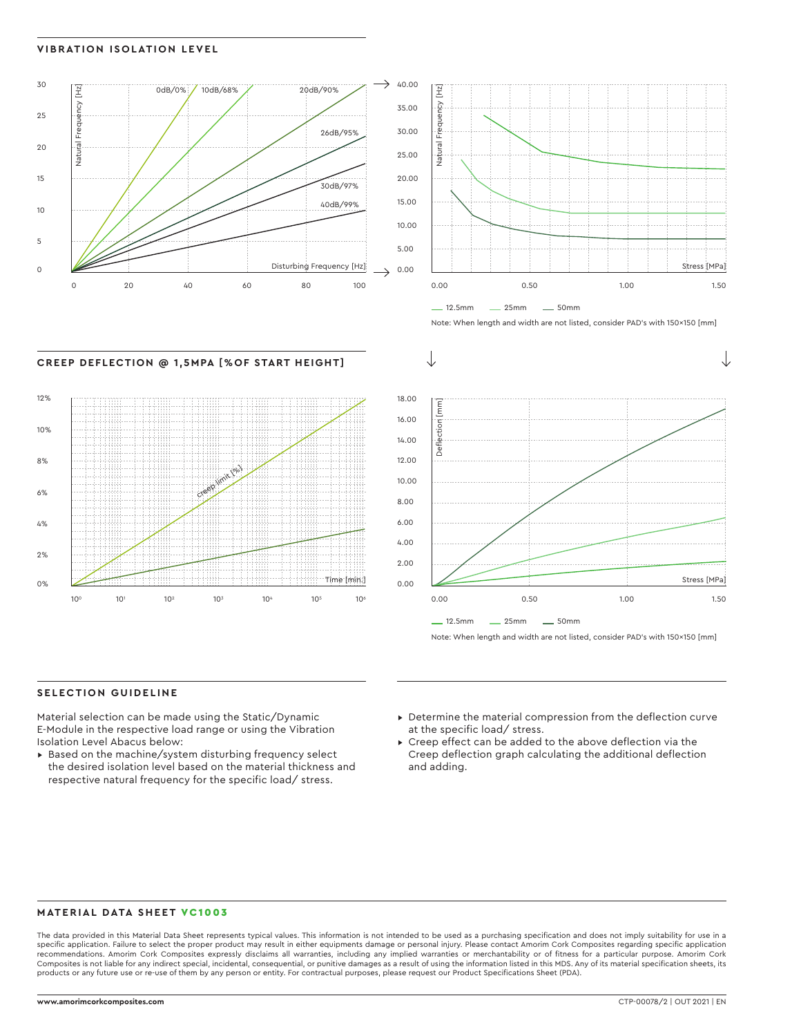## VIBRATION ISOLATION LEVEL

30
25
20
15
10
5
0

Natural Frequency [Hz]

0dB/0%
10dB/68%
20dB/90%
26dB/95%
30dB/97%
40dB/99%

Disturbing Frequency [Hz]

0 20 40 60 80 100

40.00
35.00
30.00
25.00
20.00
15.00
10.00
5.00
0.00

Natural Frequency [Hz]

Stress [MPa]

0.00 0.50 1.00 1.50

12.5mm 25mm 50mm

Note: When length and width are not listed, consider PAD's with 150×150 [mm]

## CREEP DEFLECTION @ 1,5MPA [%OF START HEIGHT]

12%
10%
8%
6%
4%
2%
0%

Creep limit [%]

Time [min.]

$10^0$ $10^1$ $10^2$ $10^3$ $10^4$ $10^5$ $10^6$

18.00
16.00
14.00
12.00
10.00
8.00
6.00
4.00
2.00
0.00

Deflection [mm]

Stress [MPa]

0.00 0.50 1.00 1.50

12.5mm 25mm 50mm

Note: When length and width are not listed, consider PAD's with 150×150 [mm]

## SELECTION GUIDELINE

Material selection can be made using the Static/Dynamic E-Module in the respective load range or using the Vibration Isolation Level Abacus below:

- Based on the machine/system disturbing frequency select the desired isolation level based on the material thickness and respective natural frequency for the specific load/ stress.
- Determine the material compression from the deflection curve at the specific load/ stress.
- Creep effect can be added to the above deflection via the Creep deflection graph calculating the additional deflection and adding.

## MATERIAL DATA SHEET VC1003

The data provided in this Material Data Sheet represents typical values. This information is not intended to be used as a purchasing specification and does not imply suitability for use in a specific application. Failure to select the proper product may result in either equipments damage or personal injury. Please contact Amorim Cork Composites regarding specific application recommendations. Amorim Cork Composites expressly disclaims all warranties, including any implied warranties or merchantability or of fitness for a particular purpose. Amorim Cork Composites is not liable for any indirect special, incidental, consequential, or punitive damages as a result of using the information listed in this MDS. Any of its material specification sheets, its products or any future use or re-use of them by any person or entity. For contractual purposes, please request our Product Specifications Sheet (PDA).

www.amorimcorkcomposites.com

CTP-00078/2 | OUT 2021 | EN